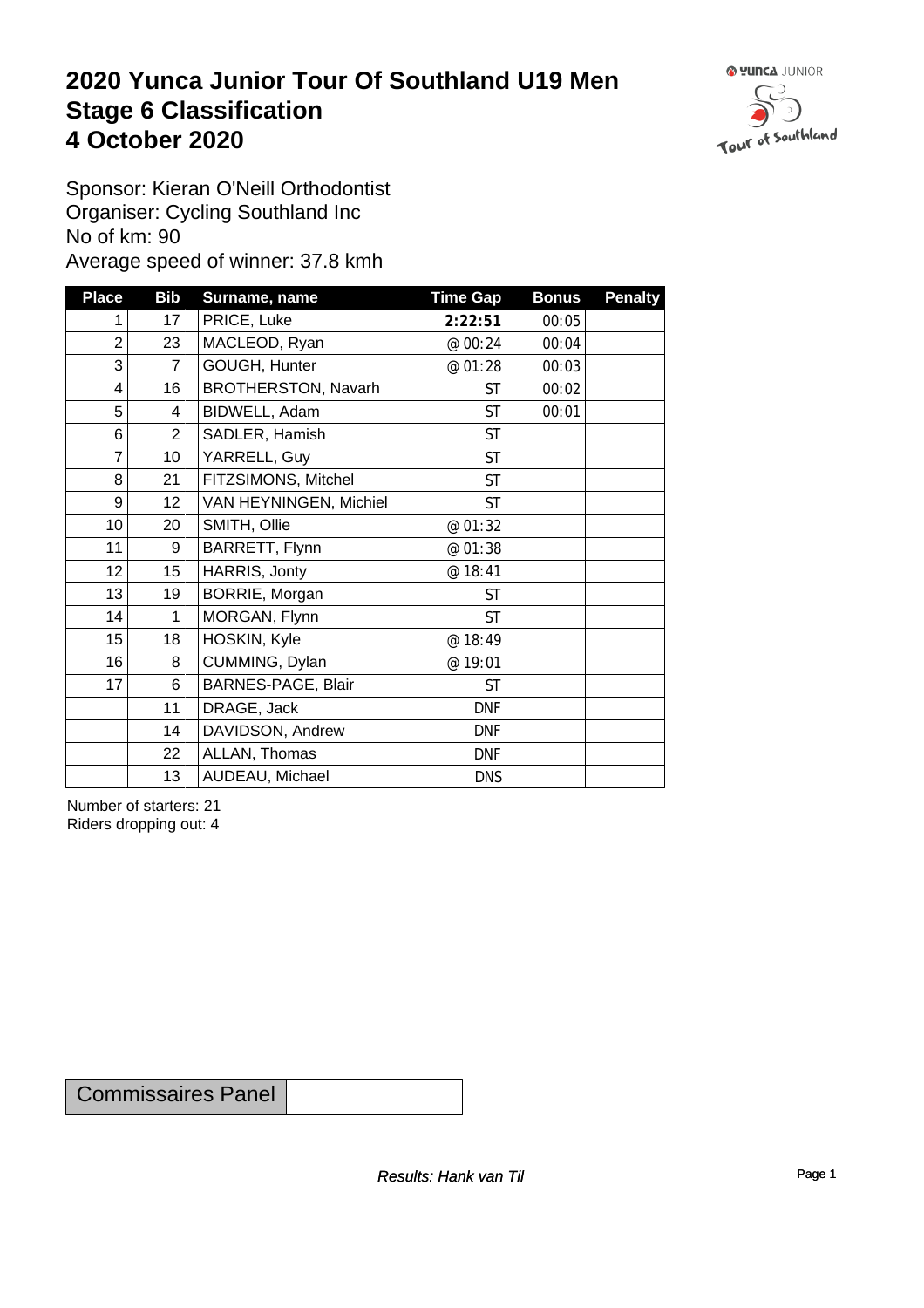# 2020 Yunca Junior Tour Of Southland U19 Men
# Stage 6 Classification
# 4 October 2020

Sponsor: Kieran O'Neill Orthodontist
Organiser: Cycling Southland Inc
No of km: 90
Average speed of winner: 37.8 kmh

| Place | Bib | Surname, name | Time Gap | Bonus | Penalty |
|---|---|---|---|---|---|
| 1 | 17 | PRICE, Luke | **2:22:51** | 00:05 | |
| 2 | 23 | MACLEOD, Ryan | @ 00:24 | 00:04 | |
| 3 | 7 | GOUGH, Hunter | @ 01:28 | 00:03 | |
| 4 | 16 | BROTHERSTON, Navarh | ST | 00:02 | |
| 5 | 4 | BIDWELL, Adam | ST | 00:01 | |
| 6 | 2 | SADLER, Hamish | ST | | |
| 7 | 10 | YARRELL, Guy | ST | | |
| 8 | 21 | FITZSIMONS, Mitchel | ST | | |
| 9 | 12 | VAN HEYNINGEN, Michiel | ST | | |
| 10 | 20 | SMITH, Ollie | @ 01:32 | | |
| 11 | 9 | BARRETT, Flynn | @ 01:38 | | |
| 12 | 15 | HARRIS, Jonty | @ 18:41 | | |
| 13 | 19 | BORRIE, Morgan | ST | | |
| 14 | 1 | MORGAN, Flynn | ST | | |
| 15 | 18 | HOSKIN, Kyle | @ 18:49 | | |
| 16 | 8 | CUMMING, Dylan | @ 19:01 | | |
| 17 | 6 | BARNES-PAGE, Blair | ST | | |
| | 11 | DRAGE, Jack | DNF | | |
| | 14 | DAVIDSON, Andrew | DNF | | |
| | 22 | ALLAN, Thomas | DNF | | |
| | 13 | AUDEAU, Michael | DNS | | |

Number of starters: 21
Riders dropping out: 4

| Commissaires Panel | |
|---|---|

*Results: Hank van Til*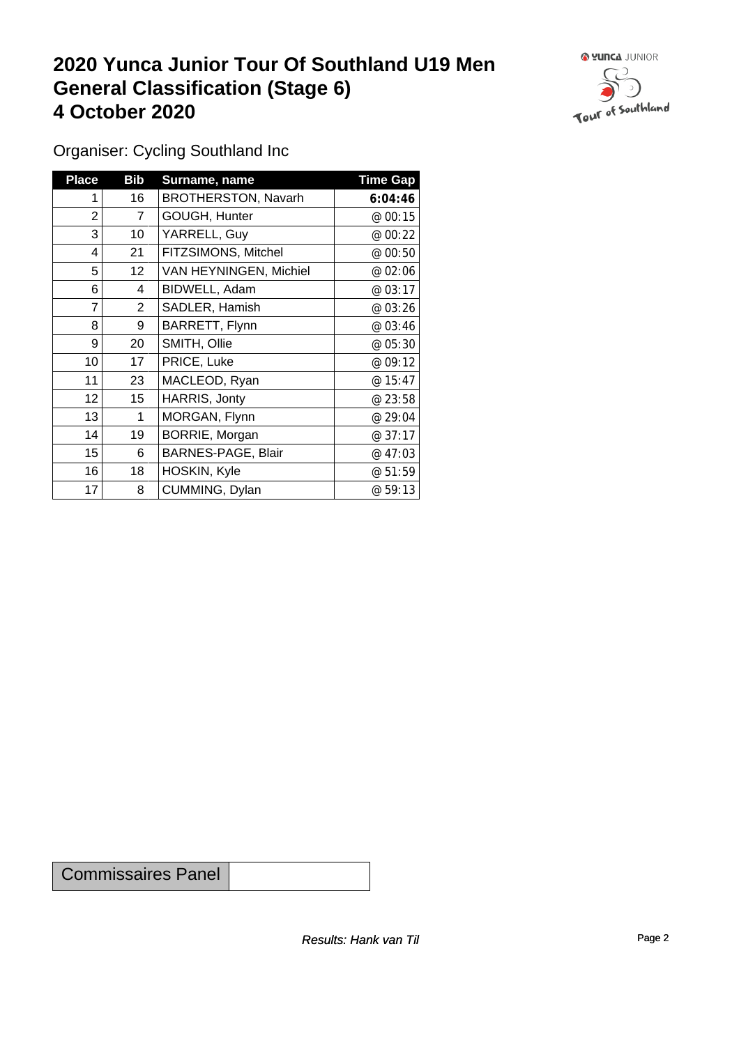# 2020 Yunca Junior Tour Of Southland U19 Men
# General Classification (Stage 6)
# 4 October 2020

Organiser: Cycling Southland Inc

| Place | Bib | Surname, name | Time Gap |
|---|---|---|---|
| 1 | 16 | BROTHERSTON, Navarh | **6:04:46** |
| 2 | 7 | GOUGH, Hunter | @ 00:15 |
| 3 | 10 | YARRELL, Guy | @ 00:22 |
| 4 | 21 | FITZSIMONS, Mitchel | @ 00:50 |
| 5 | 12 | VAN HEYNINGEN, Michiel | @ 02:06 |
| 6 | 4 | BIDWELL, Adam | @ 03:17 |
| 7 | 2 | SADLER, Hamish | @ 03:26 |
| 8 | 9 | BARRETT, Flynn | @ 03:46 |
| 9 | 20 | SMITH, Ollie | @ 05:30 |
| 10 | 17 | PRICE, Luke | @ 09:12 |
| 11 | 23 | MACLEOD, Ryan | @ 15:47 |
| 12 | 15 | HARRIS, Jonty | @ 23:58 |
| 13 | 1 | MORGAN, Flynn | @ 29:04 |
| 14 | 19 | BORRIE, Morgan | @ 37:17 |
| 15 | 6 | BARNES-PAGE, Blair | @ 47:03 |
| 16 | 18 | HOSKIN, Kyle | @ 51:59 |
| 17 | 8 | CUMMING, Dylan | @ 59:13 |

| Commissaires Panel | |
|---|---|

*Results: Hank van Til*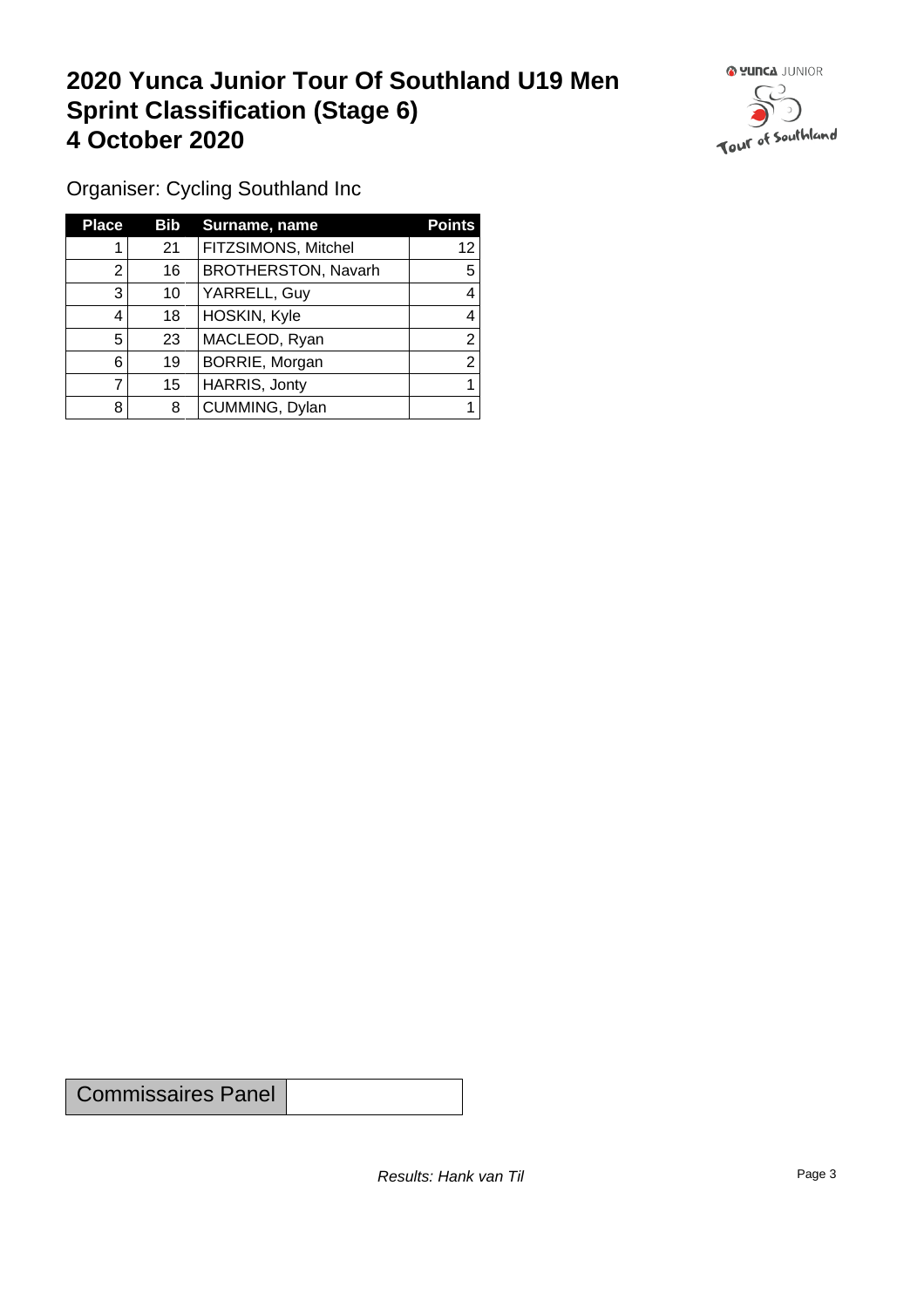# 2020 Yunca Junior Tour Of Southland U19 Men Sprint Classification (Stage 6) 4 October 2020

Organiser: Cycling Southland Inc

| Place | Bib | Surname, name | Points |
|---|---|---|---|
| 1 | 21 | FITZSIMONS, Mitchel | 12 |
| 2 | 16 | BROTHERSTON, Navarh | 5 |
| 3 | 10 | YARRELL, Guy | 4 |
| 4 | 18 | HOSKIN, Kyle | 4 |
| 5 | 23 | MACLEOD, Ryan | 2 |
| 6 | 19 | BORRIE, Morgan | 2 |
| 7 | 15 | HARRIS, Jonty | 1 |
| 8 | 8 | CUMMING, Dylan | 1 |

| Commissaires Panel | |
|---|---|

*Results: Hank van Til*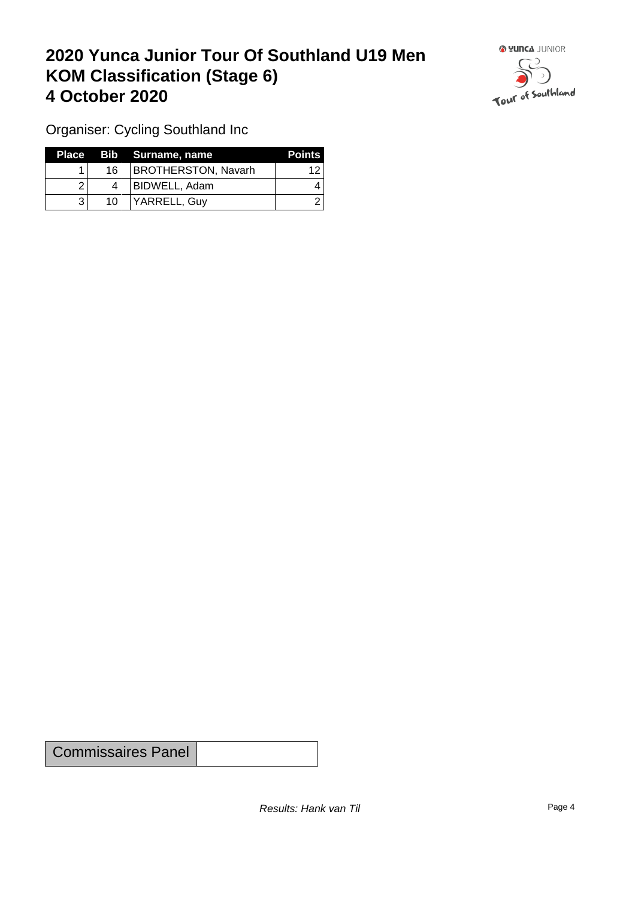# 2020 Yunca Junior Tour Of Southland U19 Men
# KOM Classification (Stage 6)
# 4 October 2020

Organiser: Cycling Southland Inc

| Place | Bib | Surname, name | Points |
|---|---|---|---|
| 1 | 16 | BROTHERSTON, Navarh | 12 |
| 2 | 4 | BIDWELL, Adam | 4 |
| 3 | 10 | YARRELL, Guy | 2 |

| Commissaires Panel | |
|---|---|

*Results: Hank van Til*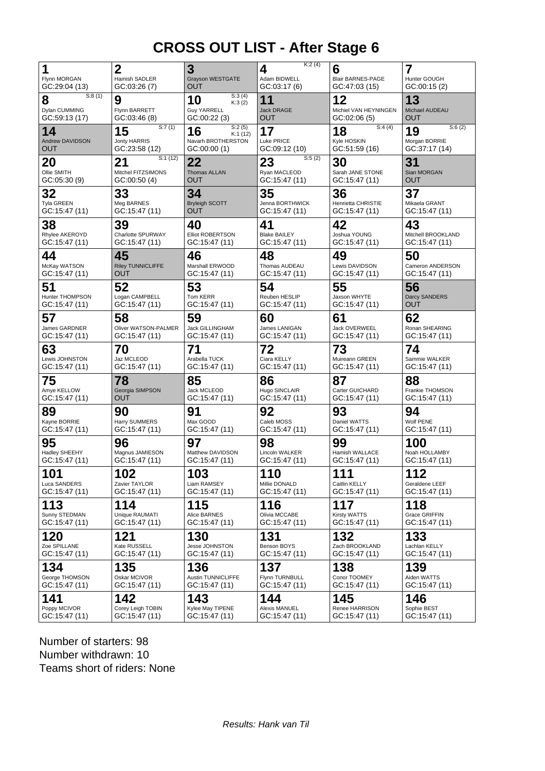# CROSS OUT LIST - After Stage 6

| | | | | | |
|---|---|---|---|---|---|
| **1** Flynn MORGAN GC:29:04 (13) | **2** Hamish SADLER GC:03:26 (7) | **3** Grayson WESTGATE OUT | **4** K:2 (4) Adam BIDWELL GC:03:17 (6) | **6** Blair BARNES-PAGE GC:47:03 (15) | **7** Hunter GOUGH GC:00:15 (2) |
| **8** S:8 (1) Dylan CUMMING GC:59:13 (17) | **9** Flynn BARRETT GC:03:46 (8) | **10** S:3 (4) K:3 (2) Guy YARRELL GC:00:22 (3) | **11** Jack DRAGE OUT | **12** Michiel VAN HEYNINGEN GC:02:06 (5) | **13** Michael AUDEAU OUT |
| **14** Andrew DAVIDSON OUT | **15** S:7 (1) Jonty HARRIS GC:23:58 (12) | **16** S:2 (5) K:1 (12) Navarh BROTHERSTON GC:00:00 (1) | **17** Luke PRICE GC:09:12 (10) | **18** S:4 (4) Kyle HOSKIN GC:51:59 (16) | **19** S:6 (2) Morgan BORRIE GC:37:17 (14) |
| **20** Ollie SMITH GC:05:30 (9) | **21** S:1 (12) Mitchel FITZSIMONS GC:00:50 (4) | **22** Thomas ALLAN OUT | **23** S:5 (2) Ryan MACLEOD GC:15:47 (11) | **30** Sarah JANE STONE GC:15:47 (11) | **31** Sian MORGAN OUT |
| **32** Tyla GREEN GC:15:47 (11) | **33** Meg BARNES GC:15:47 (11) | **34** Bryleigh SCOTT OUT | **35** Jenna BORTHWICK GC:15:47 (11) | **36** Henrietta CHRISTIE GC:15:47 (11) | **37** Mikaela GRANT GC:15:47 (11) |
| **38** Rhylee AKEROYD GC:15:47 (11) | **39** Charlotte SPURWAY GC:15:47 (11) | **40** Elliot ROBERTSON GC:15:47 (11) | **41** Blake BAILEY GC:15:47 (11) | **42** Joshua YOUNG GC:15:47 (11) | **43** Mitchell BROOKLAND GC:15:47 (11) |
| **44** McKay WATSON GC:15:47 (11) | **45** Riley TUNNICLIFFE OUT | **46** Marshall ERWOOD GC:15:47 (11) | **48** Thomas AUDEAU GC:15:47 (11) | **49** Lewis DAVIDSON GC:15:47 (11) | **50** Cameron ANDERSON GC:15:47 (11) |
| **51** Hunter THOMPSON GC:15:47 (11) | **52** Logan CAMPBELL GC:15:47 (11) | **53** Tom KERR GC:15:47 (11) | **54** Reuben HESLIP GC:15:47 (11) | **55** Jaxson WHYTE GC:15:47 (11) | **56** Darcy SANDERS OUT |
| **57** James GARDNER GC:15:47 (11) | **58** Oliver WATSON-PALMER GC:15:47 (11) | **59** Jack GILLINGHAM GC:15:47 (11) | **60** James LANIGAN GC:15:47 (11) | **61** Jack OVERWEEL GC:15:47 (11) | **62** Ronan SHEARING GC:15:47 (11) |
| **63** Lewis JOHNSTON GC:15:47 (11) | **70** Jaz MCLEOD GC:15:47 (11) | **71** Arabella TUCK GC:15:47 (11) | **72** Ciara KELLY GC:15:47 (11) | **73** Muireann GREEN GC:15:47 (11) | **74** Sammie WALKER GC:15:47 (11) |
| **75** Amye KELLOW GC:15:47 (11) | **78** Georgia SIMPSON OUT | **85** Jack MCLEOD GC:15:47 (11) | **86** Hugo SINCLAIR GC:15:47 (11) | **87** Carter GUICHARD GC:15:47 (11) | **88** Frankie THOMSON GC:15:47 (11) |
| **89** Kayne BORRIE GC:15:47 (11) | **90** Harry SUMMERS GC:15:47 (11) | **91** Max GOOD GC:15:47 (11) | **92** Caleb MOSS GC:15:47 (11) | **93** Daniel WATTS GC:15:47 (11) | **94** Wolf PENE GC:15:47 (11) |
| **95** Hadley SHEEHY GC:15:47 (11) | **96** Magnus JAMIESON GC:15:47 (11) | **97** Matthew DAVIDSON GC:15:47 (11) | **98** Lincoln WALKER GC:15:47 (11) | **99** Hamish WALLACE GC:15:47 (11) | **100** Noah HOLLAMBY GC:15:47 (11) |
| **101** Luca SANDERS GC:15:47 (11) | **102** Zavier TAYLOR GC:15:47 (11) | **103** Liam RAMSEY GC:15:47 (11) | **110** Millie DONALD GC:15:47 (11) | **111** Caitlin KELLY GC:15:47 (11) | **112** Geraldene LEEF GC:15:47 (11) |
| **113** Sunny STEDMAN GC:15:47 (11) | **114** Unique RAUMATI GC:15:47 (11) | **115** Alice BARNES GC:15:47 (11) | **116** Olivia MCCABE GC:15:47 (11) | **117** Kirsty WATTS GC:15:47 (11) | **118** Grace GRIFFIN GC:15:47 (11) |
| **120** Zoe SPILLANE GC:15:47 (11) | **121** Kate RUSSELL GC:15:47 (11) | **130** Jesse JOHNSTON GC:15:47 (11) | **131** Benson BOYS GC:15:47 (11) | **132** Zach BROOKLAND GC:15:47 (11) | **133** Lachlan KELLY GC:15:47 (11) |
| **134** George THOMSON GC:15:47 (11) | **135** Oskar MCIVOR GC:15:47 (11) | **136** Austin TUNNICLIFFE GC:15:47 (11) | **137** Flynn TURNBULL GC:15:47 (11) | **138** Conor TOOMEY GC:15:47 (11) | **139** Aiden WATTS GC:15:47 (11) |
| **141** Poppy MCIVOR GC:15:47 (11) | **142** Corey Leigh TOBIN GC:15:47 (11) | **143** Kylee May TIPENE GC:15:47 (11) | **144** Alexis MANUEL GC:15:47 (11) | **145** Renee HARRISON GC:15:47 (11) | **146** Sophie BEST GC:15:47 (11) |

Number of starters: 98
Number withdrawn: 10
Teams short of riders: None

*Results: Hank van Til*